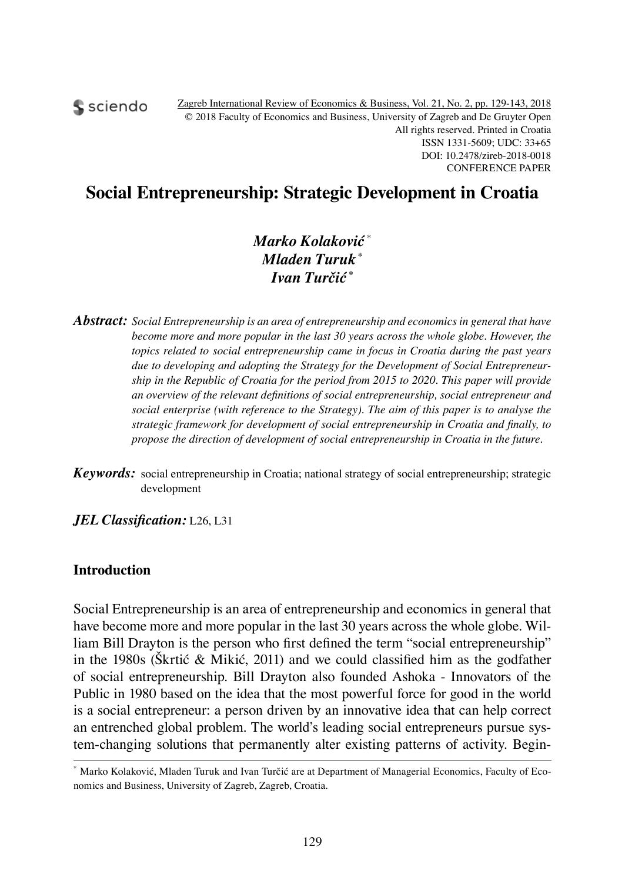# Social Entrepreneurship: Strategic Development in Croatia

***Marko Kolaković*** [*]
***Mladen Turuk*** [*]
***Ivan Turčić*** [*]

***Abstract:*** *Social Entrepreneurship is an area of entrepreneurship and economics in general that have become more and more popular in the last 30 years across the whole globe. However, the topics related to social entrepreneurship came in focus in Croatia during the past years due to developing and adopting the Strategy for the Development of Social Entrepreneurship in the Republic of Croatia for the period from 2015 to 2020. This paper will provide an overview of the relevant definitions of social entrepreneurship, social entrepreneur and social enterprise (with reference to the Strategy). The aim of this paper is to analyse the strategic framework for development of social entrepreneurship in Croatia and finally, to propose the direction of development of social entrepreneurship in Croatia in the future.*

***Keywords:*** social entrepreneurship in Croatia; national strategy of social entrepreneurship; strategic development

***JEL Classification:*** L26, L31

## Introduction

Social Entrepreneurship is an area of entrepreneurship and economics in general that have become more and more popular in the last 30 years across the whole globe. William Bill Drayton is the person who first defined the term "social entrepreneurship" in the 1980s (Škrtić & Mikić, 2011) and we could classified him as the godfather of social entrepreneurship. Bill Drayton also founded Ashoka - Innovators of the Public in 1980 based on the idea that the most powerful force for good in the world is a social entrepreneur: a person driven by an innovative idea that can help correct an entrenched global problem. The world's leading social entrepreneurs pursue system-changing solutions that permanently alter existing patterns of activity. Begin-

[*] Marko Kolaković, Mladen Turuk and Ivan Turčić are at Department of Managerial Economics, Faculty of Economics and Business, University of Zagreb, Zagreb, Croatia.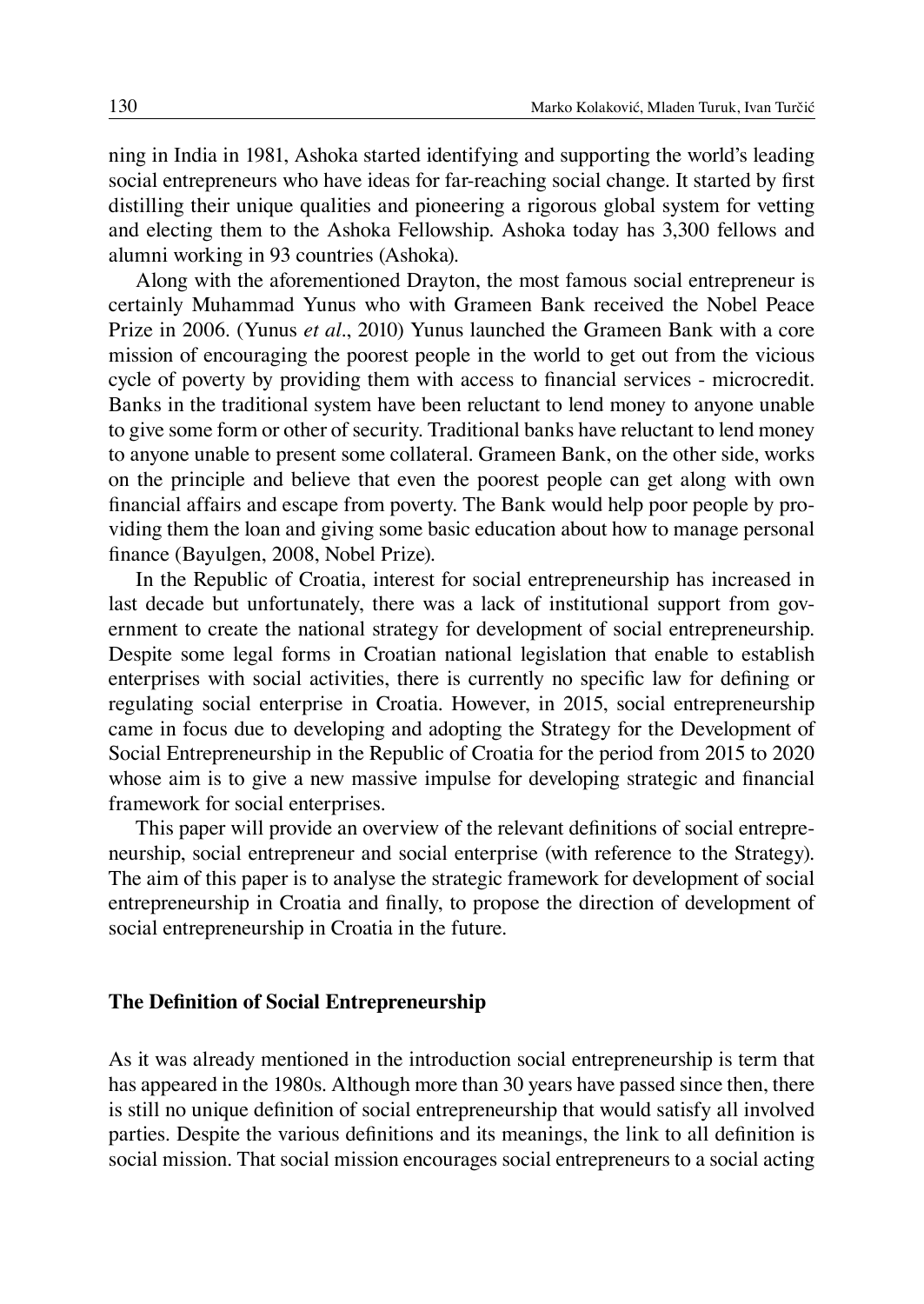ning in India in 1981, Ashoka started identifying and supporting the world's leading social entrepreneurs who have ideas for far-reaching social change. It started by first distilling their unique qualities and pioneering a rigorous global system for vetting and electing them to the Ashoka Fellowship. Ashoka today has 3,300 fellows and alumni working in 93 countries (Ashoka).

Along with the aforementioned Drayton, the most famous social entrepreneur is certainly Muhammad Yunus who with Grameen Bank received the Nobel Peace Prize in 2006. (Yunus *et al*., 2010) Yunus launched the Grameen Bank with a core mission of encouraging the poorest people in the world to get out from the vicious cycle of poverty by providing them with access to financial services - microcredit. Banks in the traditional system have been reluctant to lend money to anyone unable to give some form or other of security. Traditional banks have reluctant to lend money to anyone unable to present some collateral. Grameen Bank, on the other side, works on the principle and believe that even the poorest people can get along with own financial affairs and escape from poverty. The Bank would help poor people by providing them the loan and giving some basic education about how to manage personal finance (Bayulgen, 2008, Nobel Prize).

In the Republic of Croatia, interest for social entrepreneurship has increased in last decade but unfortunately, there was a lack of institutional support from government to create the national strategy for development of social entrepreneurship. Despite some legal forms in Croatian national legislation that enable to establish enterprises with social activities, there is currently no specific law for defining or regulating social enterprise in Croatia. However, in 2015, social entrepreneurship came in focus due to developing and adopting the Strategy for the Development of Social Entrepreneurship in the Republic of Croatia for the period from 2015 to 2020 whose aim is to give a new massive impulse for developing strategic and financial framework for social enterprises.

This paper will provide an overview of the relevant definitions of social entrepreneurship, social entrepreneur and social enterprise (with reference to the Strategy). The aim of this paper is to analyse the strategic framework for development of social entrepreneurship in Croatia and finally, to propose the direction of development of social entrepreneurship in Croatia in the future.

## The Definition of Social Entrepreneurship

As it was already mentioned in the introduction social entrepreneurship is term that has appeared in the 1980s. Although more than 30 years have passed since then, there is still no unique definition of social entrepreneurship that would satisfy all involved parties. Despite the various definitions and its meanings, the link to all definition is social mission. That social mission encourages social entrepreneurs to a social acting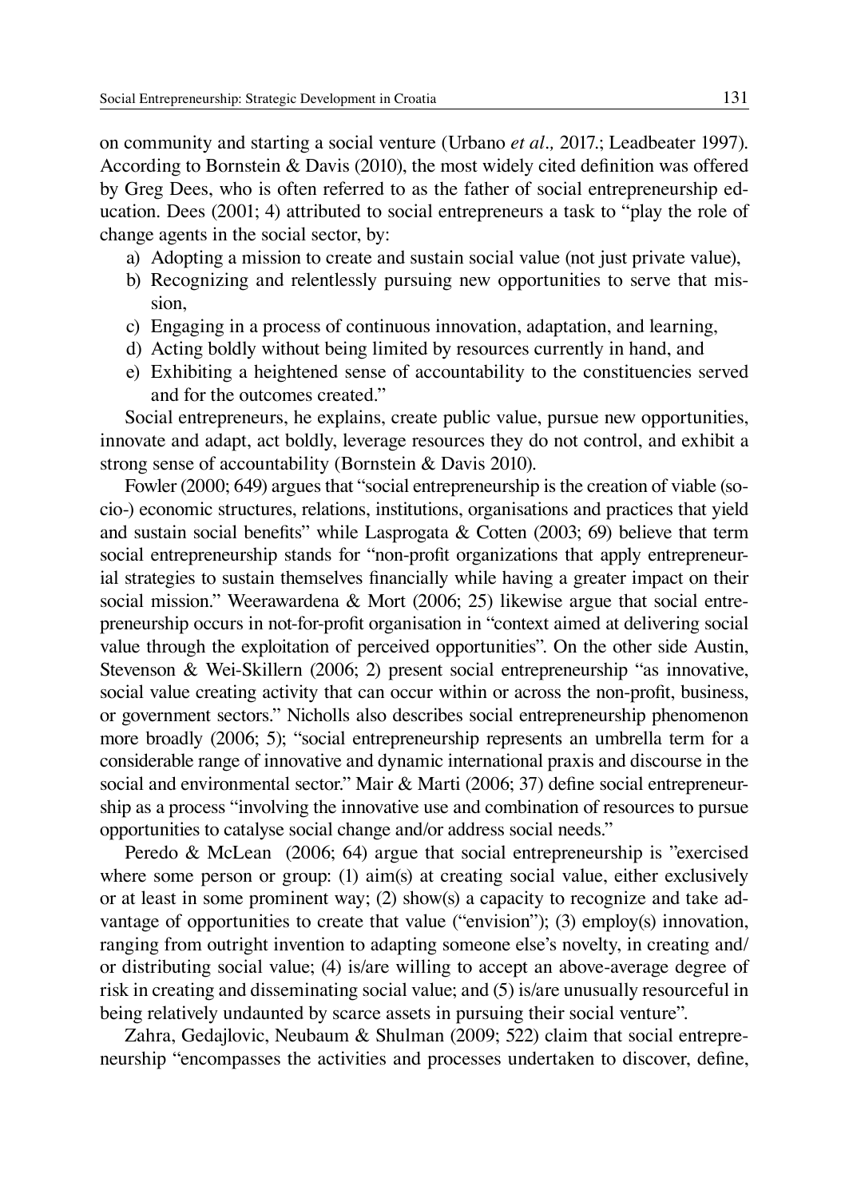on community and starting a social venture (Urbano *et al.,* 2017.; Leadbeater 1997). According to Bornstein & Davis (2010), the most widely cited definition was offered by Greg Dees, who is often referred to as the father of social entrepreneurship education. Dees (2001; 4) attributed to social entrepreneurs a task to "play the role of change agents in the social sector, by:

a) Adopting a mission to create and sustain social value (not just private value),
b) Recognizing and relentlessly pursuing new opportunities to serve that mission,
c) Engaging in a process of continuous innovation, adaptation, and learning,
d) Acting boldly without being limited by resources currently in hand, and
e) Exhibiting a heightened sense of accountability to the constituencies served and for the outcomes created."

Social entrepreneurs, he explains, create public value, pursue new opportunities, innovate and adapt, act boldly, leverage resources they do not control, and exhibit a strong sense of accountability (Bornstein & Davis 2010).

Fowler (2000; 649) argues that "social entrepreneurship is the creation of viable (socio-) economic structures, relations, institutions, organisations and practices that yield and sustain social benefits" while Lasprogata & Cotten (2003; 69) believe that term social entrepreneurship stands for "non-profit organizations that apply entrepreneurial strategies to sustain themselves financially while having a greater impact on their social mission." Weerawardena & Mort (2006; 25) likewise argue that social entrepreneurship occurs in not-for-profit organisation in "context aimed at delivering social value through the exploitation of perceived opportunities". On the other side Austin, Stevenson & Wei-Skillern (2006; 2) present social entrepreneurship "as innovative, social value creating activity that can occur within or across the non-profit, business, or government sectors." Nicholls also describes social entrepreneurship phenomenon more broadly (2006; 5); "social entrepreneurship represents an umbrella term for a considerable range of innovative and dynamic international praxis and discourse in the social and environmental sector." Mair & Marti (2006; 37) define social entrepreneurship as a process "involving the innovative use and combination of resources to pursue opportunities to catalyse social change and/or address social needs."

Peredo & McLean (2006; 64) argue that social entrepreneurship is "exercised where some person or group: (1) aim(s) at creating social value, either exclusively or at least in some prominent way; (2) show(s) a capacity to recognize and take advantage of opportunities to create that value ("envision"); (3) employ(s) innovation, ranging from outright invention to adapting someone else's novelty, in creating and/or distributing social value; (4) is/are willing to accept an above-average degree of risk in creating and disseminating social value; and (5) is/are unusually resourceful in being relatively undaunted by scarce assets in pursuing their social venture".

Zahra, Gedajlovic, Neubaum & Shulman (2009; 522) claim that social entrepreneurship "encompasses the activities and processes undertaken to discover, define,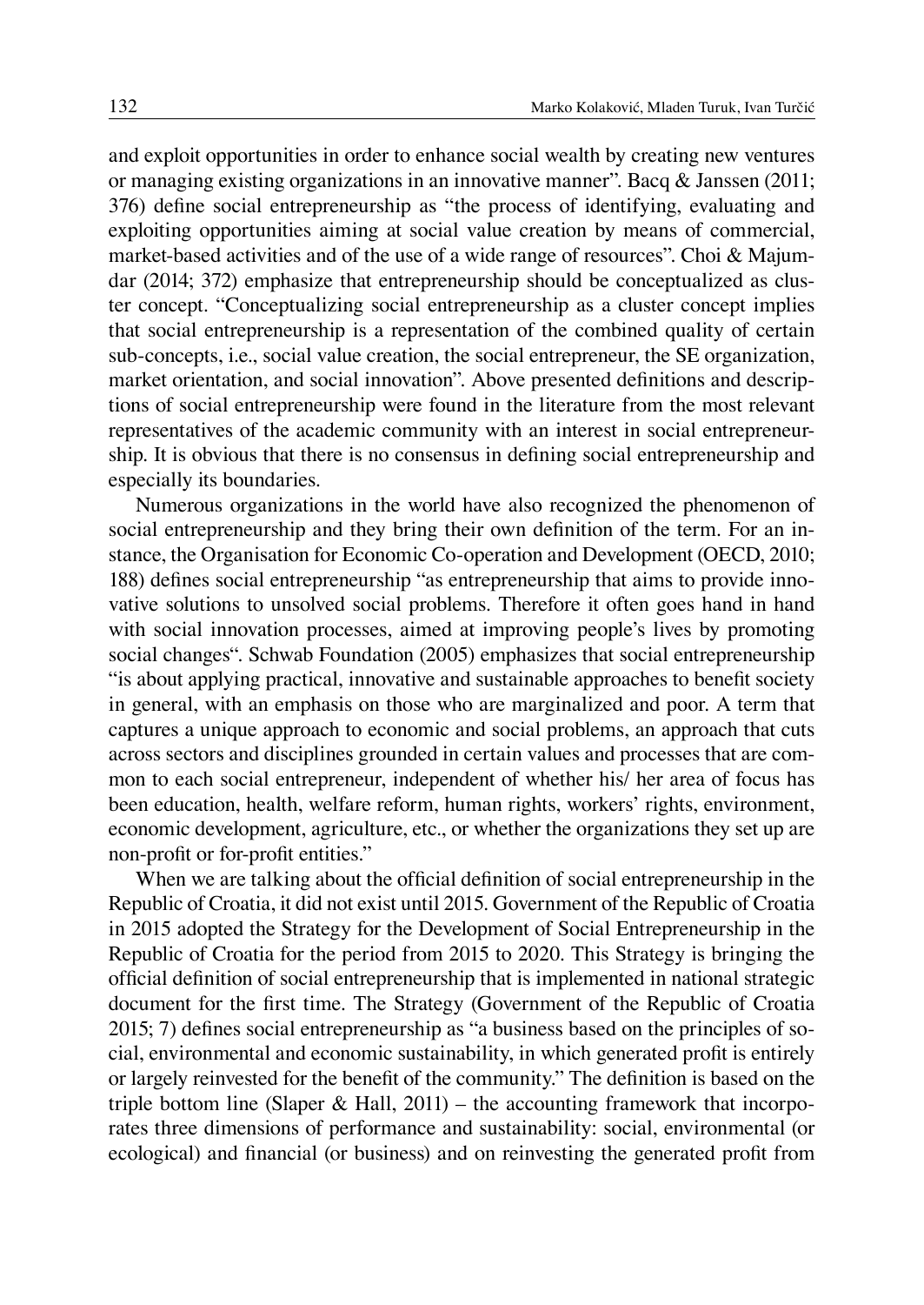and exploit opportunities in order to enhance social wealth by creating new ventures or managing existing organizations in an innovative manner". Bacq & Janssen (2011; 376) define social entrepreneurship as "the process of identifying, evaluating and exploiting opportunities aiming at social value creation by means of commercial, market-based activities and of the use of a wide range of resources". Choi & Majumdar (2014; 372) emphasize that entrepreneurship should be conceptualized as cluster concept. "Conceptualizing social entrepreneurship as a cluster concept implies that social entrepreneurship is a representation of the combined quality of certain sub-concepts, i.e., social value creation, the social entrepreneur, the SE organization, market orientation, and social innovation". Above presented definitions and descriptions of social entrepreneurship were found in the literature from the most relevant representatives of the academic community with an interest in social entrepreneurship. It is obvious that there is no consensus in defining social entrepreneurship and especially its boundaries.

Numerous organizations in the world have also recognized the phenomenon of social entrepreneurship and they bring their own definition of the term. For an instance, the Organisation for Economic Co-operation and Development (OECD, 2010; 188) defines social entrepreneurship "as entrepreneurship that aims to provide innovative solutions to unsolved social problems. Therefore it often goes hand in hand with social innovation processes, aimed at improving people's lives by promoting social changes". Schwab Foundation (2005) emphasizes that social entrepreneurship "is about applying practical, innovative and sustainable approaches to benefit society in general, with an emphasis on those who are marginalized and poor. A term that captures a unique approach to economic and social problems, an approach that cuts across sectors and disciplines grounded in certain values and processes that are common to each social entrepreneur, independent of whether his/ her area of focus has been education, health, welfare reform, human rights, workers' rights, environment, economic development, agriculture, etc., or whether the organizations they set up are non-profit or for-profit entities."

When we are talking about the official definition of social entrepreneurship in the Republic of Croatia, it did not exist until 2015. Government of the Republic of Croatia in 2015 adopted the Strategy for the Development of Social Entrepreneurship in the Republic of Croatia for the period from 2015 to 2020. This Strategy is bringing the official definition of social entrepreneurship that is implemented in national strategic document for the first time. The Strategy (Government of the Republic of Croatia 2015; 7) defines social entrepreneurship as "a business based on the principles of social, environmental and economic sustainability, in which generated profit is entirely or largely reinvested for the benefit of the community." The definition is based on the triple bottom line (Slaper & Hall, 2011) – the accounting framework that incorporates three dimensions of performance and sustainability: social, environmental (or ecological) and financial (or business) and on reinvesting the generated profit from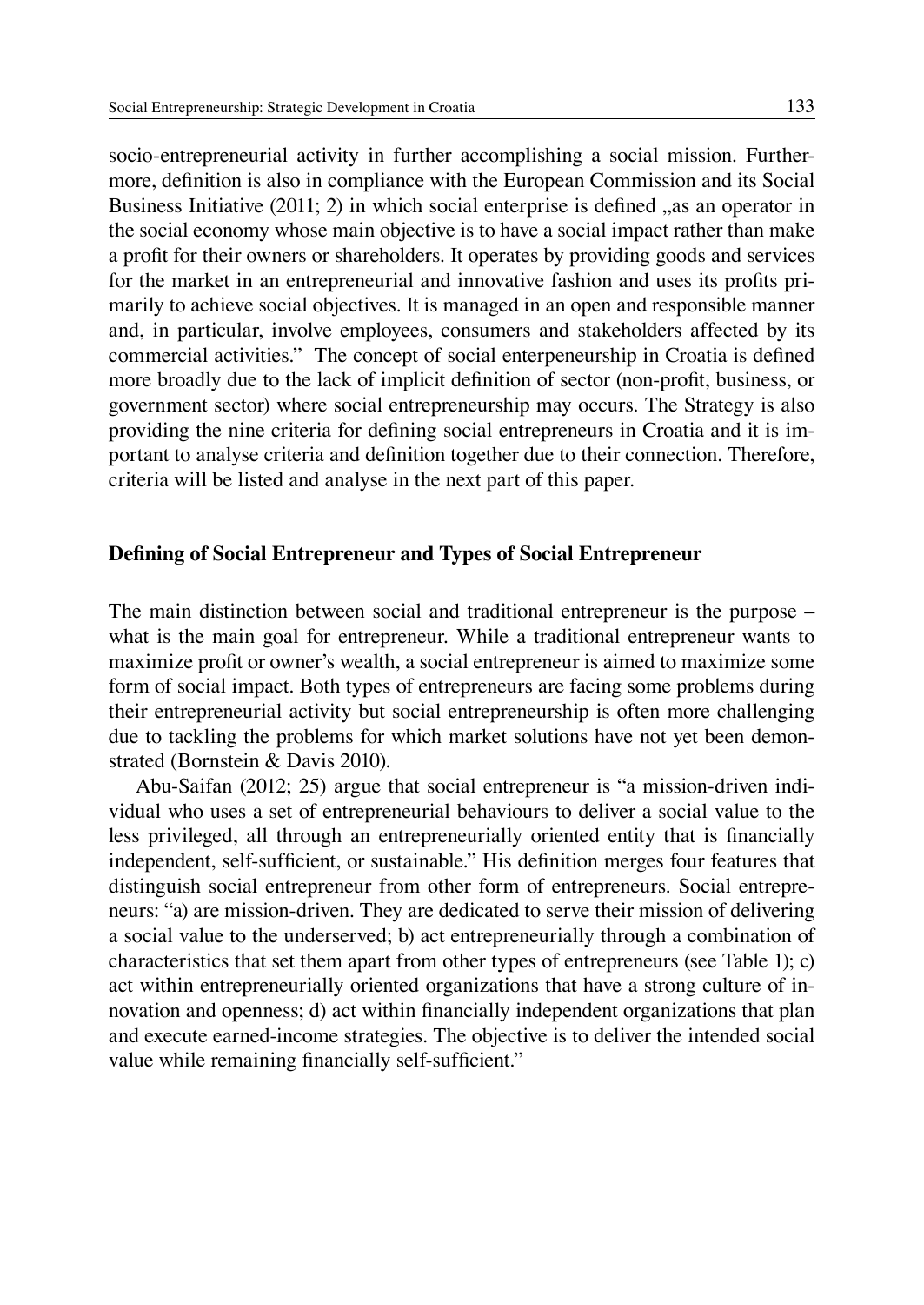socio-entrepreneurial activity in further accomplishing a social mission. Furthermore, definition is also in compliance with the European Commission and its Social Business Initiative (2011; 2) in which social enterprise is defined „as an operator in the social economy whose main objective is to have a social impact rather than make a profit for their owners or shareholders. It operates by providing goods and services for the market in an entrepreneurial and innovative fashion and uses its profits primarily to achieve social objectives. It is managed in an open and responsible manner and, in particular, involve employees, consumers and stakeholders affected by its commercial activities." The concept of social enterpeneurship in Croatia is defined more broadly due to the lack of implicit definition of sector (non-profit, business, or government sector) where social entrepreneurship may occurs. The Strategy is also providing the nine criteria for defining social entrepreneurs in Croatia and it is important to analyse criteria and definition together due to their connection. Therefore, criteria will be listed and analyse in the next part of this paper.

## Defining of Social Entrepreneur and Types of Social Entrepreneur

The main distinction between social and traditional entrepreneur is the purpose – what is the main goal for entrepreneur. While a traditional entrepreneur wants to maximize profit or owner's wealth, a social entrepreneur is aimed to maximize some form of social impact. Both types of entrepreneurs are facing some problems during their entrepreneurial activity but social entrepreneurship is often more challenging due to tackling the problems for which market solutions have not yet been demonstrated (Bornstein & Davis 2010).

Abu-Saifan (2012; 25) argue that social entrepreneur is "a mission-driven individual who uses a set of entrepreneurial behaviours to deliver a social value to the less privileged, all through an entrepreneurially oriented entity that is financially independent, self-sufficient, or sustainable." His definition merges four features that distinguish social entrepreneur from other form of entrepreneurs. Social entrepreneurs: "a) are mission-driven. They are dedicated to serve their mission of delivering a social value to the underserved; b) act entrepreneurially through a combination of characteristics that set them apart from other types of entrepreneurs (see Table 1); c) act within entrepreneurially oriented organizations that have a strong culture of innovation and openness; d) act within financially independent organizations that plan and execute earned-income strategies. The objective is to deliver the intended social value while remaining financially self-sufficient."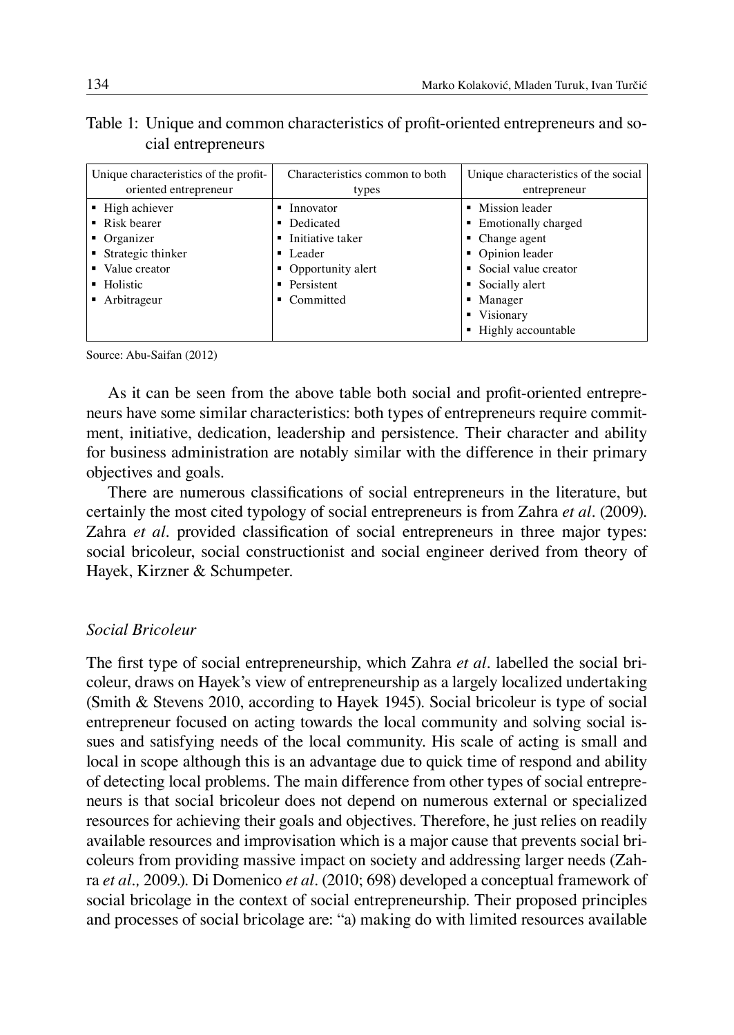Table 1: Unique and common characteristics of profit-oriented entrepreneurs and social entrepreneurs

| Unique characteristics of the profit-oriented entrepreneur | Characteristics common to both types | Unique characteristics of the social entrepreneur |
|---|---|---|
| ▪ High achiever<br>▪ Risk bearer<br>▪ Organizer<br>▪ Strategic thinker<br>▪ Value creator<br>▪ Holistic<br>▪ Arbitrageur | ▪ Innovator<br>▪ Dedicated<br>▪ Initiative taker<br>▪ Leader<br>▪ Opportunity alert<br>▪ Persistent<br>▪ Committed | ▪ Mission leader<br>▪ Emotionally charged<br>▪ Change agent<br>▪ Opinion leader<br>▪ Social value creator<br>▪ Socially alert<br>▪ Manager<br>▪ Visionary<br>▪ Highly accountable |

Source: Abu-Saifan (2012)

As it can be seen from the above table both social and profit-oriented entrepreneurs have some similar characteristics: both types of entrepreneurs require commitment, initiative, dedication, leadership and persistence. Their character and ability for business administration are notably similar with the difference in their primary objectives and goals.

There are numerous classifications of social entrepreneurs in the literature, but certainly the most cited typology of social entrepreneurs is from Zahra *et al*. (2009). Zahra *et al*. provided classification of social entrepreneurs in three major types: social bricoleur, social constructionist and social engineer derived from theory of Hayek, Kirzner & Schumpeter.

### *Social Bricoleur*

The first type of social entrepreneurship, which Zahra *et al*. labelled the social bricoleur, draws on Hayek's view of entrepreneurship as a largely localized undertaking (Smith & Stevens 2010, according to Hayek 1945). Social bricoleur is type of social entrepreneur focused on acting towards the local community and solving social issues and satisfying needs of the local community. His scale of acting is small and local in scope although this is an advantage due to quick time of respond and ability of detecting local problems. The main difference from other types of social entrepreneurs is that social bricoleur does not depend on numerous external or specialized resources for achieving their goals and objectives. Therefore, he just relies on readily available resources and improvisation which is a major cause that prevents social bricoleurs from providing massive impact on society and addressing larger needs (Zahra *et al.,* 2009.). Di Domenico *et al*. (2010; 698) developed a conceptual framework of social bricolage in the context of social entrepreneurship. Their proposed principles and processes of social bricolage are: "a) making do with limited resources available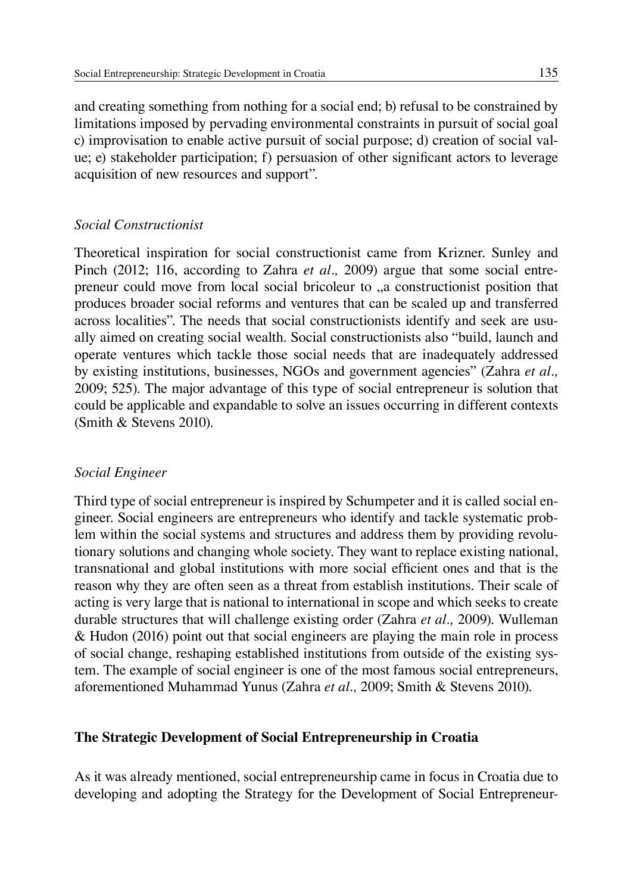and creating something from nothing for a social end; b) refusal to be constrained by limitations imposed by pervading environmental constraints in pursuit of social goal c) improvisation to enable active pursuit of social purpose; d) creation of social value; e) stakeholder participation; f) persuasion of other significant actors to leverage acquisition of new resources and support".

### *Social Constructionist*

Theoretical inspiration for social constructionist came from Krizner. Sunley and Pinch (2012; 116, according to Zahra *et al.,* 2009) argue that some social entrepreneur could move from local social bricoleur to „a constructionist position that produces broader social reforms and ventures that can be scaled up and transferred across localities". The needs that social constructionists identify and seek are usually aimed on creating social wealth. Social constructionists also "build, launch and operate ventures which tackle those social needs that are inadequately addressed by existing institutions, businesses, NGOs and government agencies" (Zahra *et al.,* 2009; 525). The major advantage of this type of social entrepreneur is solution that could be applicable and expandable to solve an issues occurring in different contexts (Smith & Stevens 2010).

### *Social Engineer*

Third type of social entrepreneur is inspired by Schumpeter and it is called social engineer. Social engineers are entrepreneurs who identify and tackle systematic problem within the social systems and structures and address them by providing revolutionary solutions and changing whole society. They want to replace existing national, transnational and global institutions with more social efficient ones and that is the reason why they are often seen as a threat from establish institutions. Their scale of acting is very large that is national to international in scope and which seeks to create durable structures that will challenge existing order (Zahra *et al.,* 2009). Wulleman & Hudon (2016) point out that social engineers are playing the main role in process of social change, reshaping established institutions from outside of the existing system. The example of social engineer is one of the most famous social entrepreneurs, aforementioned Muhammad Yunus (Zahra *et al.,* 2009; Smith & Stevens 2010).

## **The Strategic Development of Social Entrepreneurship in Croatia**

As it was already mentioned, social entrepreneurship came in focus in Croatia due to developing and adopting the Strategy for the Development of Social Entrepreneur-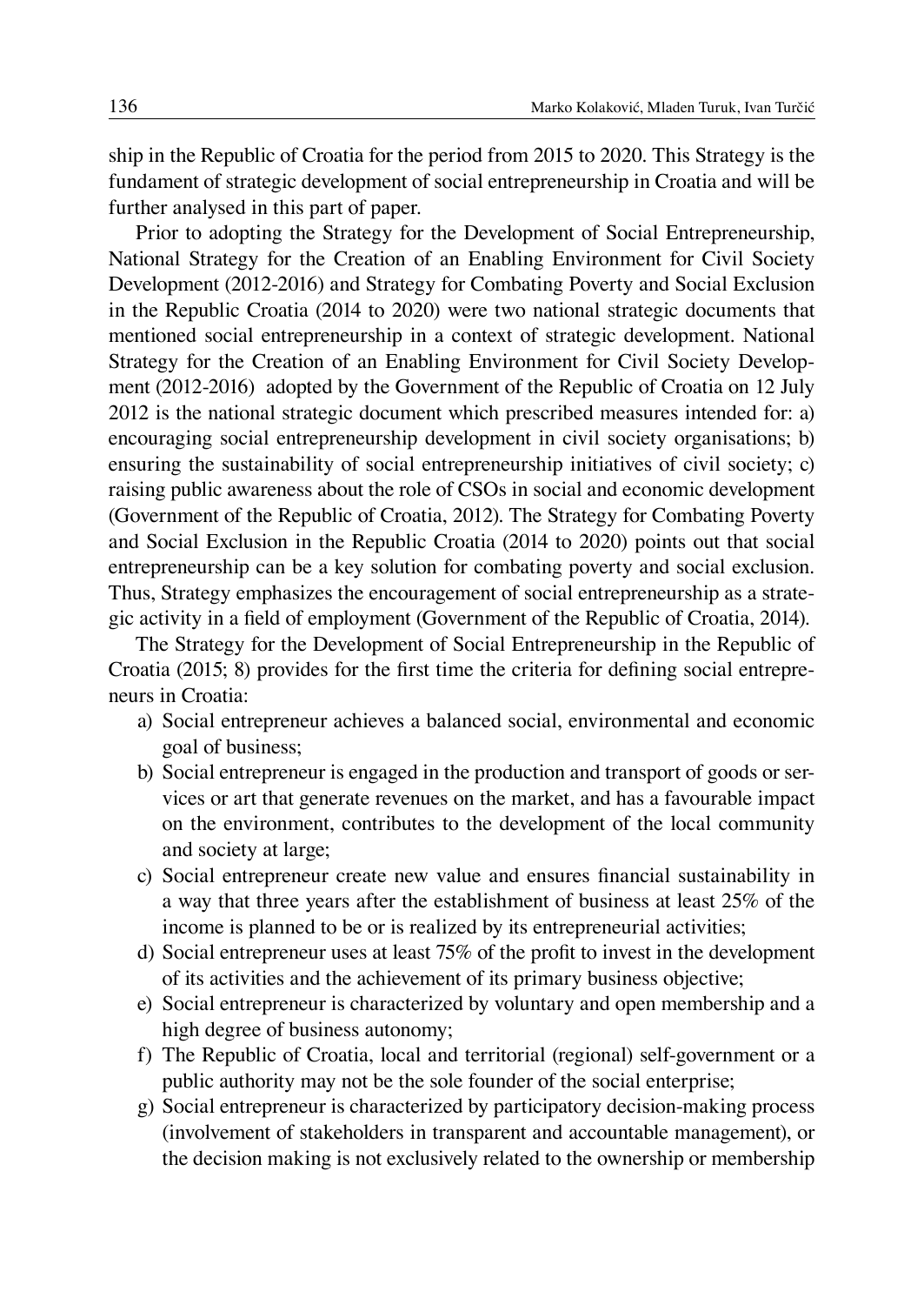ship in the Republic of Croatia for the period from 2015 to 2020. This Strategy is the fundament of strategic development of social entrepreneurship in Croatia and will be further analysed in this part of paper.

Prior to adopting the Strategy for the Development of Social Entrepreneurship, National Strategy for the Creation of an Enabling Environment for Civil Society Development (2012-2016) and Strategy for Combating Poverty and Social Exclusion in the Republic Croatia (2014 to 2020) were two national strategic documents that mentioned social entrepreneurship in a context of strategic development. National Strategy for the Creation of an Enabling Environment for Civil Society Development (2012-2016) adopted by the Government of the Republic of Croatia on 12 July 2012 is the national strategic document which prescribed measures intended for: a) encouraging social entrepreneurship development in civil society organisations; b) ensuring the sustainability of social entrepreneurship initiatives of civil society; c) raising public awareness about the role of CSOs in social and economic development (Government of the Republic of Croatia, 2012). The Strategy for Combating Poverty and Social Exclusion in the Republic Croatia (2014 to 2020) points out that social entrepreneurship can be a key solution for combating poverty and social exclusion. Thus, Strategy emphasizes the encouragement of social entrepreneurship as a strategic activity in a field of employment (Government of the Republic of Croatia, 2014).

The Strategy for the Development of Social Entrepreneurship in the Republic of Croatia (2015; 8) provides for the first time the criteria for defining social entrepreneurs in Croatia:

a) Social entrepreneur achieves a balanced social, environmental and economic goal of business;
b) Social entrepreneur is engaged in the production and transport of goods or services or art that generate revenues on the market, and has a favourable impact on the environment, contributes to the development of the local community and society at large;
c) Social entrepreneur create new value and ensures financial sustainability in a way that three years after the establishment of business at least 25% of the income is planned to be or is realized by its entrepreneurial activities;
d) Social entrepreneur uses at least 75% of the profit to invest in the development of its activities and the achievement of its primary business objective;
e) Social entrepreneur is characterized by voluntary and open membership and a high degree of business autonomy;
f) The Republic of Croatia, local and territorial (regional) self-government or a public authority may not be the sole founder of the social enterprise;
g) Social entrepreneur is characterized by participatory decision-making process (involvement of stakeholders in transparent and accountable management), or the decision making is not exclusively related to the ownership or membership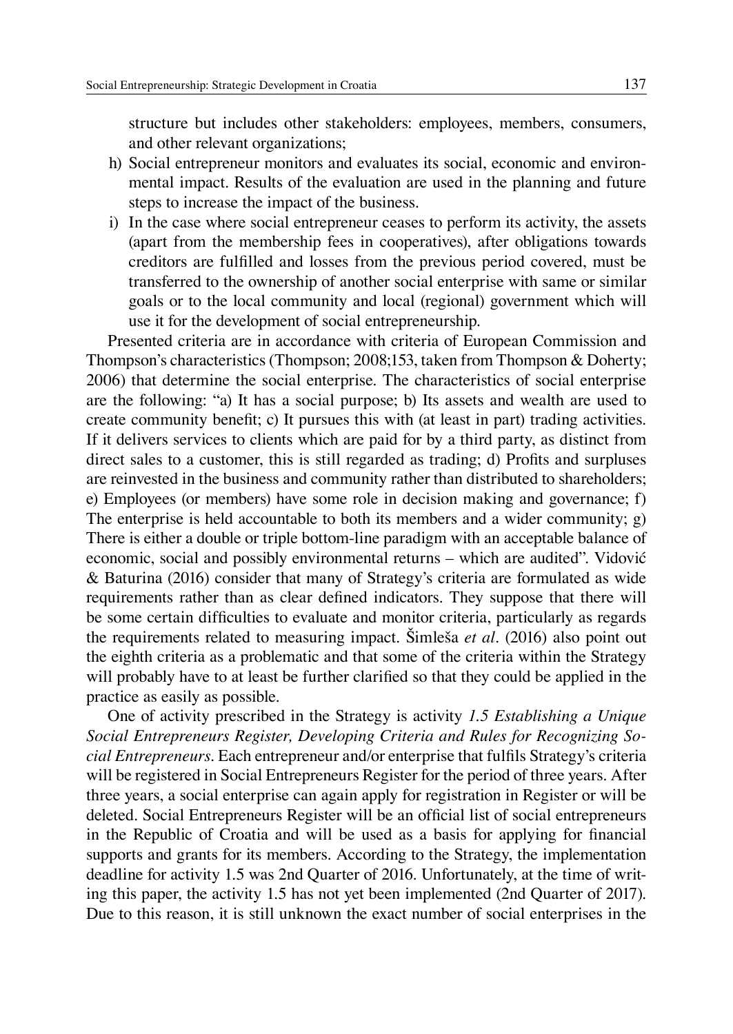structure but includes other stakeholders: employees, members, consumers, and other relevant organizations;

h) Social entrepreneur monitors and evaluates its social, economic and environmental impact. Results of the evaluation are used in the planning and future steps to increase the impact of the business.
i) In the case where social entrepreneur ceases to perform its activity, the assets (apart from the membership fees in cooperatives), after obligations towards creditors are fulfilled and losses from the previous period covered, must be transferred to the ownership of another social enterprise with same or similar goals or to the local community and local (regional) government which will use it for the development of social entrepreneurship.

Presented criteria are in accordance with criteria of European Commission and Thompson's characteristics (Thompson; 2008;153, taken from Thompson & Doherty; 2006) that determine the social enterprise. The characteristics of social enterprise are the following: "a) It has a social purpose; b) Its assets and wealth are used to create community benefit; c) It pursues this with (at least in part) trading activities. If it delivers services to clients which are paid for by a third party, as distinct from direct sales to a customer, this is still regarded as trading; d) Profits and surpluses are reinvested in the business and community rather than distributed to shareholders; e) Employees (or members) have some role in decision making and governance; f) The enterprise is held accountable to both its members and a wider community; g) There is either a double or triple bottom-line paradigm with an acceptable balance of economic, social and possibly environmental returns – which are audited". Vidović & Baturina (2016) consider that many of Strategy's criteria are formulated as wide requirements rather than as clear defined indicators. They suppose that there will be some certain difficulties to evaluate and monitor criteria, particularly as regards the requirements related to measuring impact. Šimleša *et al*. (2016) also point out the eighth criteria as a problematic and that some of the criteria within the Strategy will probably have to at least be further clarified so that they could be applied in the practice as easily as possible.

One of activity prescribed in the Strategy is activity *1.5 Establishing a Unique Social Entrepreneurs Register, Developing Criteria and Rules for Recognizing Social Entrepreneurs*. Each entrepreneur and/or enterprise that fulfils Strategy's criteria will be registered in Social Entrepreneurs Register for the period of three years. After three years, a social enterprise can again apply for registration in Register or will be deleted. Social Entrepreneurs Register will be an official list of social entrepreneurs in the Republic of Croatia and will be used as a basis for applying for financial supports and grants for its members. According to the Strategy, the implementation deadline for activity 1.5 was 2nd Quarter of 2016. Unfortunately, at the time of writing this paper, the activity 1.5 has not yet been implemented (2nd Quarter of 2017). Due to this reason, it is still unknown the exact number of social enterprises in the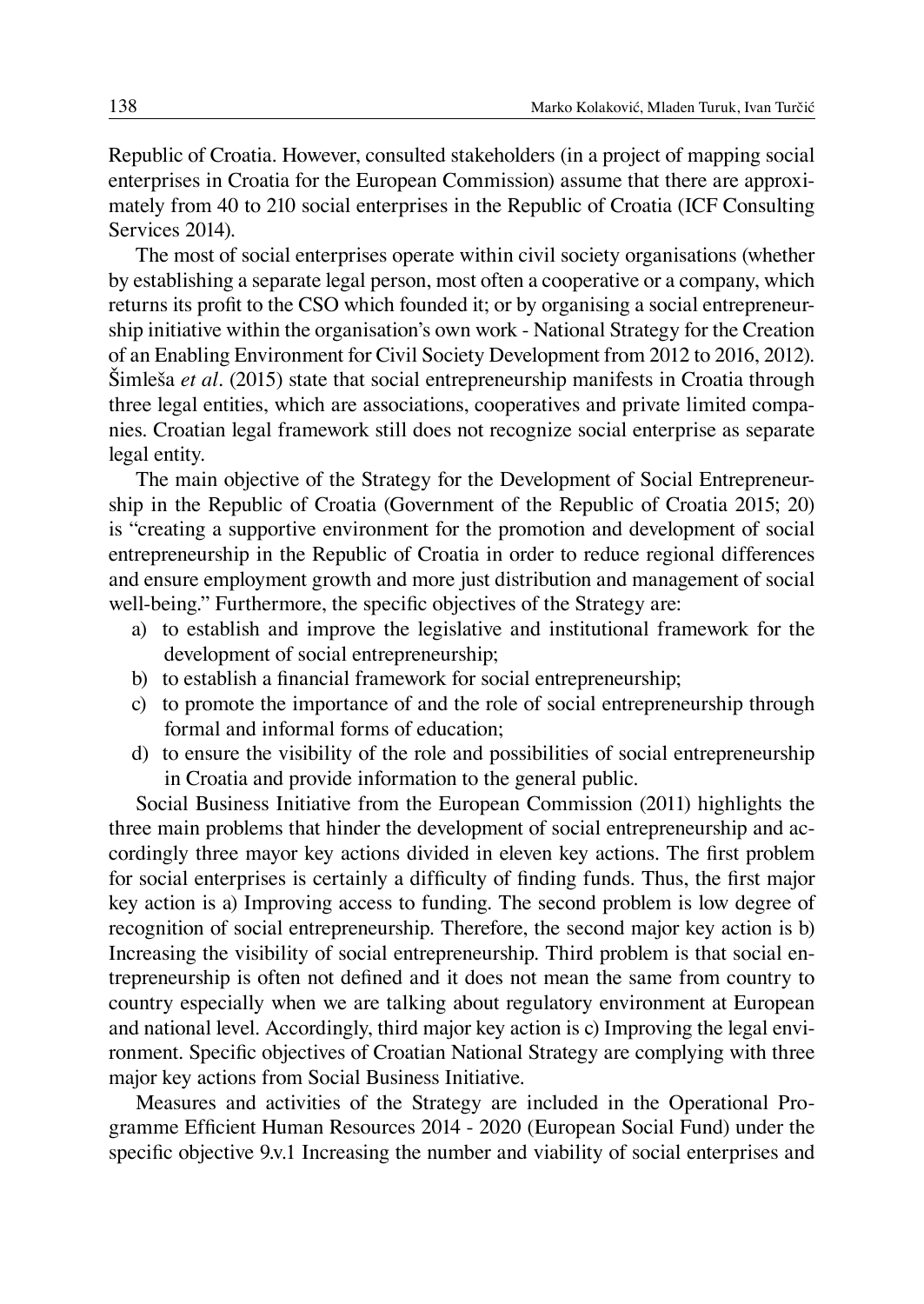Republic of Croatia. However, consulted stakeholders (in a project of mapping social enterprises in Croatia for the European Commission) assume that there are approximately from 40 to 210 social enterprises in the Republic of Croatia (ICF Consulting Services 2014).

The most of social enterprises operate within civil society organisations (whether by establishing a separate legal person, most often a cooperative or a company, which returns its profit to the CSO which founded it; or by organising a social entrepreneurship initiative within the organisation's own work - National Strategy for the Creation of an Enabling Environment for Civil Society Development from 2012 to 2016, 2012). Šimleša *et al*. (2015) state that social entrepreneurship manifests in Croatia through three legal entities, which are associations, cooperatives and private limited companies. Croatian legal framework still does not recognize social enterprise as separate legal entity.

The main objective of the Strategy for the Development of Social Entrepreneurship in the Republic of Croatia (Government of the Republic of Croatia 2015; 20) is "creating a supportive environment for the promotion and development of social entrepreneurship in the Republic of Croatia in order to reduce regional differences and ensure employment growth and more just distribution and management of social well-being." Furthermore, the specific objectives of the Strategy are:

a) to establish and improve the legislative and institutional framework for the development of social entrepreneurship;
b) to establish a financial framework for social entrepreneurship;
c) to promote the importance of and the role of social entrepreneurship through formal and informal forms of education;
d) to ensure the visibility of the role and possibilities of social entrepreneurship in Croatia and provide information to the general public.

Social Business Initiative from the European Commission (2011) highlights the three main problems that hinder the development of social entrepreneurship and accordingly three mayor key actions divided in eleven key actions. The first problem for social enterprises is certainly a difficulty of finding funds. Thus, the first major key action is a) Improving access to funding. The second problem is low degree of recognition of social entrepreneurship. Therefore, the second major key action is b) Increasing the visibility of social entrepreneurship. Third problem is that social entrepreneurship is often not defined and it does not mean the same from country to country especially when we are talking about regulatory environment at European and national level. Accordingly, third major key action is c) Improving the legal environment. Specific objectives of Croatian National Strategy are complying with three major key actions from Social Business Initiative.

Measures and activities of the Strategy are included in the Operational Programme Efficient Human Resources 2014 - 2020 (European Social Fund) under the specific objective 9.v.1 Increasing the number and viability of social enterprises and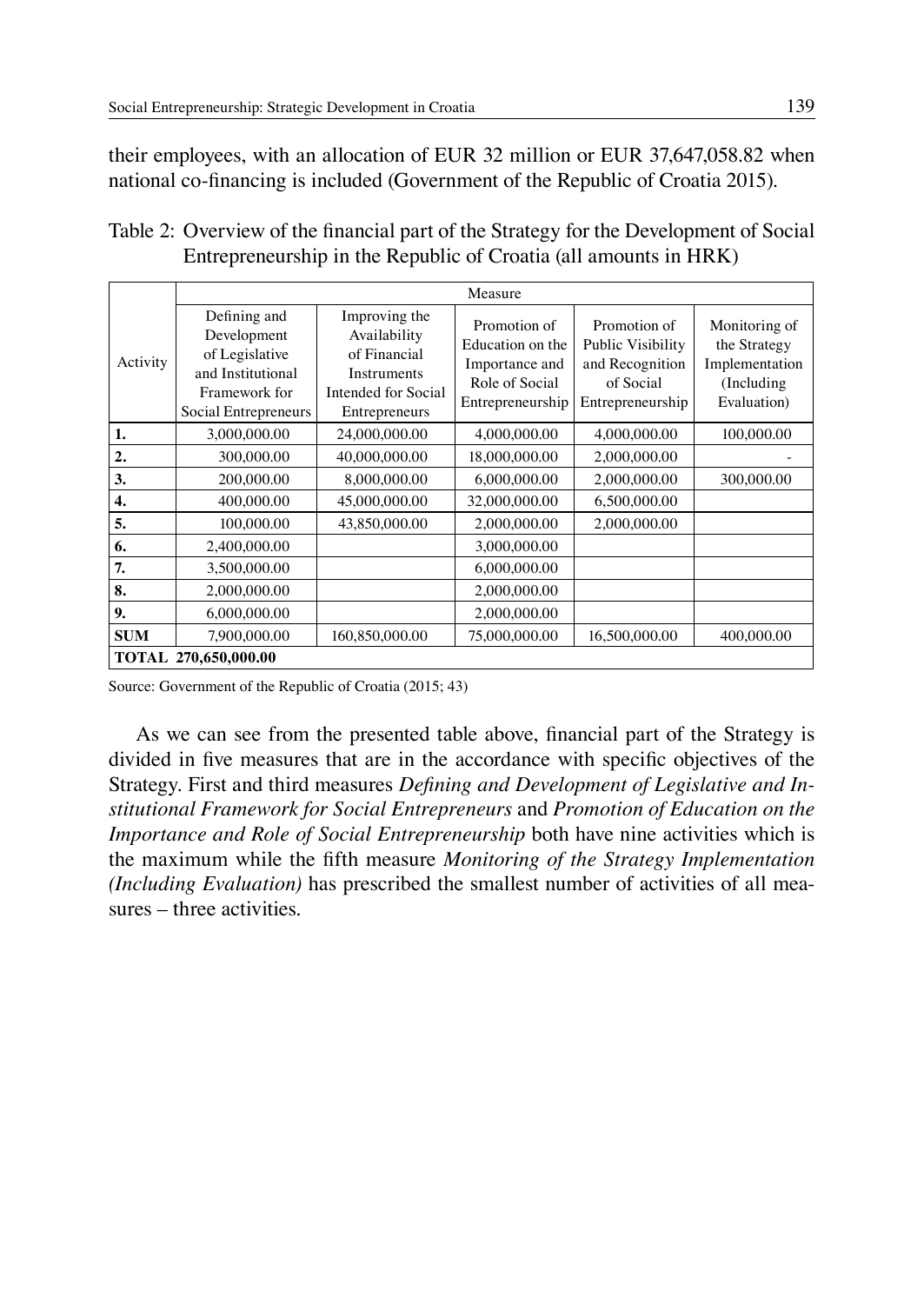their employees, with an allocation of EUR 32 million or EUR 37,647,058.82 when national co-financing is included (Government of the Republic of Croatia 2015).

Table 2: Overview of the financial part of the Strategy for the Development of Social Entrepreneurship in the Republic of Croatia (all amounts in HRK)

| Activity | Measure | | | | |
|---|---|---|---|---|---|
| | Defining and Development of Legislative and Institutional Framework for Social Entrepreneurs | Improving the Availability of Financial Instruments Intended for Social Entrepreneurs | Promotion of Education on the Importance and Role of Social Entrepreneurship | Promotion of Public Visibility and Recognition of Social Entrepreneurship | Monitoring of the Strategy Implementation (Including Evaluation) |
| **1.** | 3,000,000.00 | 24,000,000.00 | 4,000,000.00 | 4,000,000.00 | 100,000.00 |
| **2.** | 300,000.00 | 40,000,000.00 | 18,000,000.00 | 2,000,000.00 | - |
| **3.** | 200,000.00 | 8,000,000.00 | 6,000,000.00 | 2,000,000.00 | 300,000.00 |
| **4.** | 400,000.00 | 45,000,000.00 | 32,000,000.00 | 6,500,000.00 | |
| **5.** | 100,000.00 | 43,850,000.00 | 2,000,000.00 | 2,000,000.00 | |
| **6.** | 2,400,000.00 | | 3,000,000.00 | | |
| **7.** | 3,500,000.00 | | 6,000,000.00 | | |
| **8.** | 2,000,000.00 | | 2,000,000.00 | | |
| **9.** | 6,000,000.00 | | 2,000,000.00 | | |
| **SUM** | 7,900,000.00 | 160,850,000.00 | 75,000,000.00 | 16,500,000.00 | 400,000.00 |
| **TOTAL 270,650,000.00** | | | | | |

Source: Government of the Republic of Croatia (2015; 43)

As we can see from the presented table above, financial part of the Strategy is divided in five measures that are in the accordance with specific objectives of the Strategy. First and third measures *Defining and Development of Legislative and Institutional Framework for Social Entrepreneurs* and *Promotion of Education on the Importance and Role of Social Entrepreneurship* both have nine activities which is the maximum while the fifth measure *Monitoring of the Strategy Implementation (Including Evaluation)* has prescribed the smallest number of activities of all measures – three activities.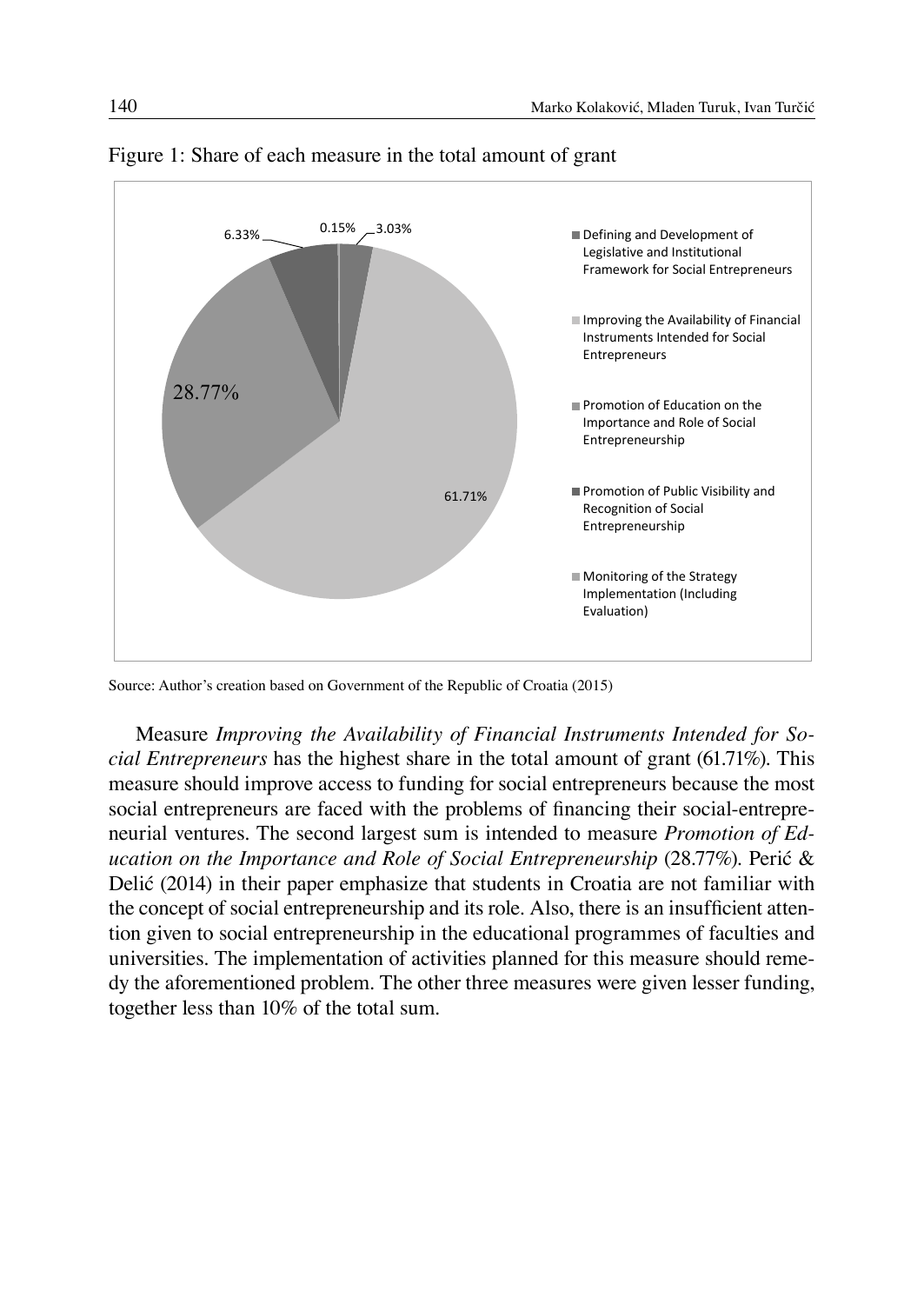Figure 1: Share of each measure in the total amount of grant

Source: Author's creation based on Government of the Republic of Croatia (2015)

Measure *Improving the Availability of Financial Instruments Intended for Social Entrepreneurs* has the highest share in the total amount of grant (61.71%). This measure should improve access to funding for social entrepreneurs because the most social entrepreneurs are faced with the problems of financing their social-entrepreneurial ventures. The second largest sum is intended to measure *Promotion of Education on the Importance and Role of Social Entrepreneurship* (28.77%). Perić & Delić (2014) in their paper emphasize that students in Croatia are not familiar with the concept of social entrepreneurship and its role. Also, there is an insufficient attention given to social entrepreneurship in the educational programmes of faculties and universities. The implementation of activities planned for this measure should remedy the aforementioned problem. The other three measures were given lesser funding, together less than 10% of the total sum.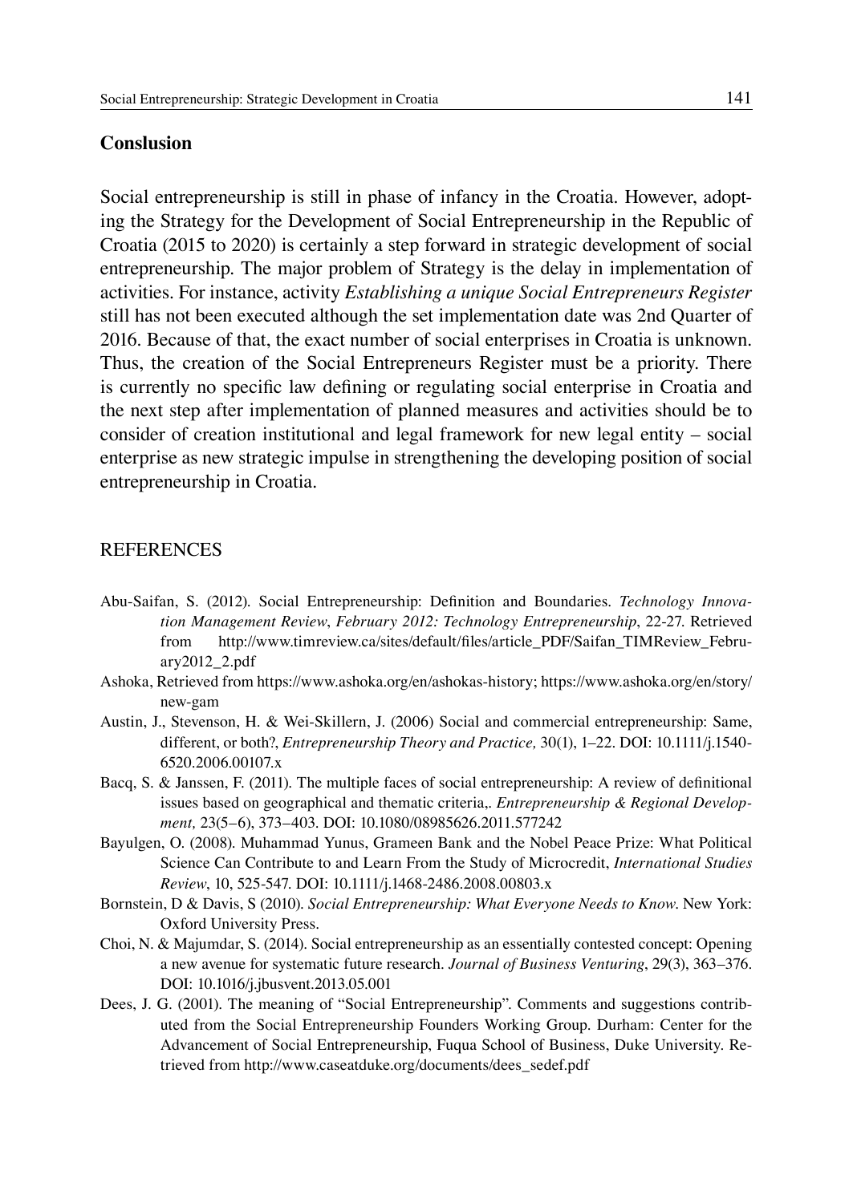## Conslusion

Social entrepreneurship is still in phase of infancy in the Croatia. However, adopting the Strategy for the Development of Social Entrepreneurship in the Republic of Croatia (2015 to 2020) is certainly a step forward in strategic development of social entrepreneurship. The major problem of Strategy is the delay in implementation of activities. For instance, activity *Establishing a unique Social Entrepreneurs Register* still has not been executed although the set implementation date was 2nd Quarter of 2016. Because of that, the exact number of social enterprises in Croatia is unknown. Thus, the creation of the Social Entrepreneurs Register must be a priority. There is currently no specific law defining or regulating social enterprise in Croatia and the next step after implementation of planned measures and activities should be to consider of creation institutional and legal framework for new legal entity – social enterprise as new strategic impulse in strengthening the developing position of social entrepreneurship in Croatia.

## REFERENCES

Abu-Saifan, S. (2012). Social Entrepreneurship: Definition and Boundaries. *Technology Innovation Management Review*, *February 2012: Technology Entrepreneurship*, 22-27. Retrieved from http://www.timreview.ca/sites/default/files/article_PDF/Saifan_TIMReview_February2012_2.pdf

Ashoka, Retrieved from https://www.ashoka.org/en/ashokas-history; https://www.ashoka.org/en/story/new-gam

Austin, J., Stevenson, H. & Wei-Skillern, J. (2006) Social and commercial entrepreneurship: Same, different, or both?, *Entrepreneurship Theory and Practice,* 30(1), 1–22. DOI: 10.1111/j.1540-6520.2006.00107.x

Bacq, S. & Janssen, F. (2011). The multiple faces of social entrepreneurship: A review of definitional issues based on geographical and thematic criteria,. *Entrepreneurship & Regional Development,* 23(5–6), 373–403. DOI: 10.1080/08985626.2011.577242

Bayulgen, O. (2008). Muhammad Yunus, Grameen Bank and the Nobel Peace Prize: What Political Science Can Contribute to and Learn From the Study of Microcredit, *International Studies Review*, 10, 525-547. DOI: 10.1111/j.1468-2486.2008.00803.x

Bornstein, D & Davis, S (2010). *Social Entrepreneurship: What Everyone Needs to Know*. New York: Oxford University Press.

Choi, N. & Majumdar, S. (2014). Social entrepreneurship as an essentially contested concept: Opening a new avenue for systematic future research. *Journal of Business Venturing*, 29(3), 363–376. DOI: 10.1016/j.jbusvent.2013.05.001

Dees, J. G. (2001). The meaning of "Social Entrepreneurship". Comments and suggestions contributed from the Social Entrepreneurship Founders Working Group. Durham: Center for the Advancement of Social Entrepreneurship, Fuqua School of Business, Duke University. Retrieved from http://www.caseatduke.org/documents/dees_sedef.pdf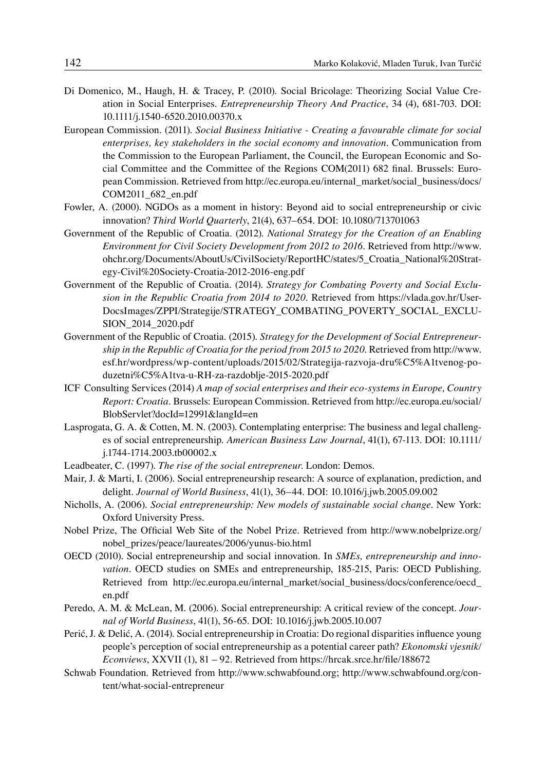Di Domenico, M., Haugh, H. & Tracey, P. (2010). Social Bricolage: Theorizing Social Value Creation in Social Enterprises. *Entrepreneurship Theory And Practice*, 34 (4), 681-703. DOI: 10.1111/j.1540-6520.2010.00370.x

European Commission. (2011). *Social Business Initiative - Creating a favourable climate for social enterprises, key stakeholders in the social economy and innovation*. Communication from the Commission to the European Parliament, the Council, the European Economic and Social Committee and the Committee of the Regions COM(2011) 682 final. Brussels: European Commission. Retrieved from http://ec.europa.eu/internal_market/social_business/docs/COM2011_682_en.pdf

Fowler, A. (2000). NGDOs as a moment in history: Beyond aid to social entrepreneurship or civic innovation? *Third World Quarterly*, 21(4), 637–654. DOI: 10.1080/713701063

Government of the Republic of Croatia. (2012). *National Strategy for the Creation of an Enabling Environment for Civil Society Development from 2012 to 2016*. Retrieved from http://www.ohchr.org/Documents/AboutUs/CivilSociety/ReportHC/states/5_Croatia_National%20Strategy-Civil%20Society-Croatia-2012-2016-eng.pdf

Government of the Republic of Croatia. (2014). *Strategy for Combating Poverty and Social Exclusion in the Republic Croatia from 2014 to 2020*. Retrieved from https://vlada.gov.hr/UserDocsImages/ZPPI/Strategije/STRATEGY_COMBATING_POVERTY_SOCIAL_EXCLUSION_2014_2020.pdf

Government of the Republic of Croatia. (2015). *Strategy for the Development of Social Entrepreneurship in the Republic of Croatia for the period from 2015 to 2020*. Retrieved from http://www.esf.hr/wordpress/wp-content/uploads/2015/02/Strategija-razvoja-dru%C5%A1tvenog-poduzetni%C5%A1tva-u-RH-za-razdoblje-2015-2020.pdf

ICF Consulting Services (2014) *A map of social enterprises and their eco-systems in Europe, Country Report: Croatia*. Brussels: European Commission. Retrieved from http://ec.europa.eu/social/BlobServlet?docId=12991&langId=en

Lasprogata, G. A. & Cotten, M. N. (2003). Contemplating enterprise: The business and legal challenges of social entrepreneurship. *American Business Law Journal*, 41(1), 67-113. DOI: 10.1111/j.1744-1714.2003.tb00002.x

Leadbeater, C. (1997). *The rise of the social entrepreneur*. London: Demos.

Mair, J. & Marti, I. (2006). Social entrepreneurship research: A source of explanation, prediction, and delight. *Journal of World Business*, 41(1), 36–44. DOI: 10.1016/j.jwb.2005.09.002

Nicholls, A. (2006). *Social entrepreneurship: New models of sustainable social change*. New York: Oxford University Press.

Nobel Prize, The Official Web Site of the Nobel Prize. Retrieved from http://www.nobelprize.org/nobel_prizes/peace/laureates/2006/yunus-bio.html

OECD (2010). Social entrepreneurship and social innovation. In *SMEs, entrepreneurship and innovation*. OECD studies on SMEs and entrepreneurship, 185-215, Paris: OECD Publishing. Retrieved from http://ec.europa.eu/internal_market/social_business/docs/conference/oecd_en.pdf

Peredo, A. M. & McLean, M. (2006). Social entrepreneurship: A critical review of the concept. *Journal of World Business*, 41(1), 56-65. DOI: 10.1016/j.jwb.2005.10.007

Perić, J. & Delić, A. (2014). Social entrepreneurship in Croatia: Do regional disparities influence young people's perception of social entrepreneurship as a potential career path? *Ekonomski vjesnik/Econviews*, XXVII (1), 81 – 92. Retrieved from https://hrcak.srce.hr/file/188672

Schwab Foundation. Retrieved from http://www.schwabfound.org; http://www.schwabfound.org/content/what-social-entrepreneur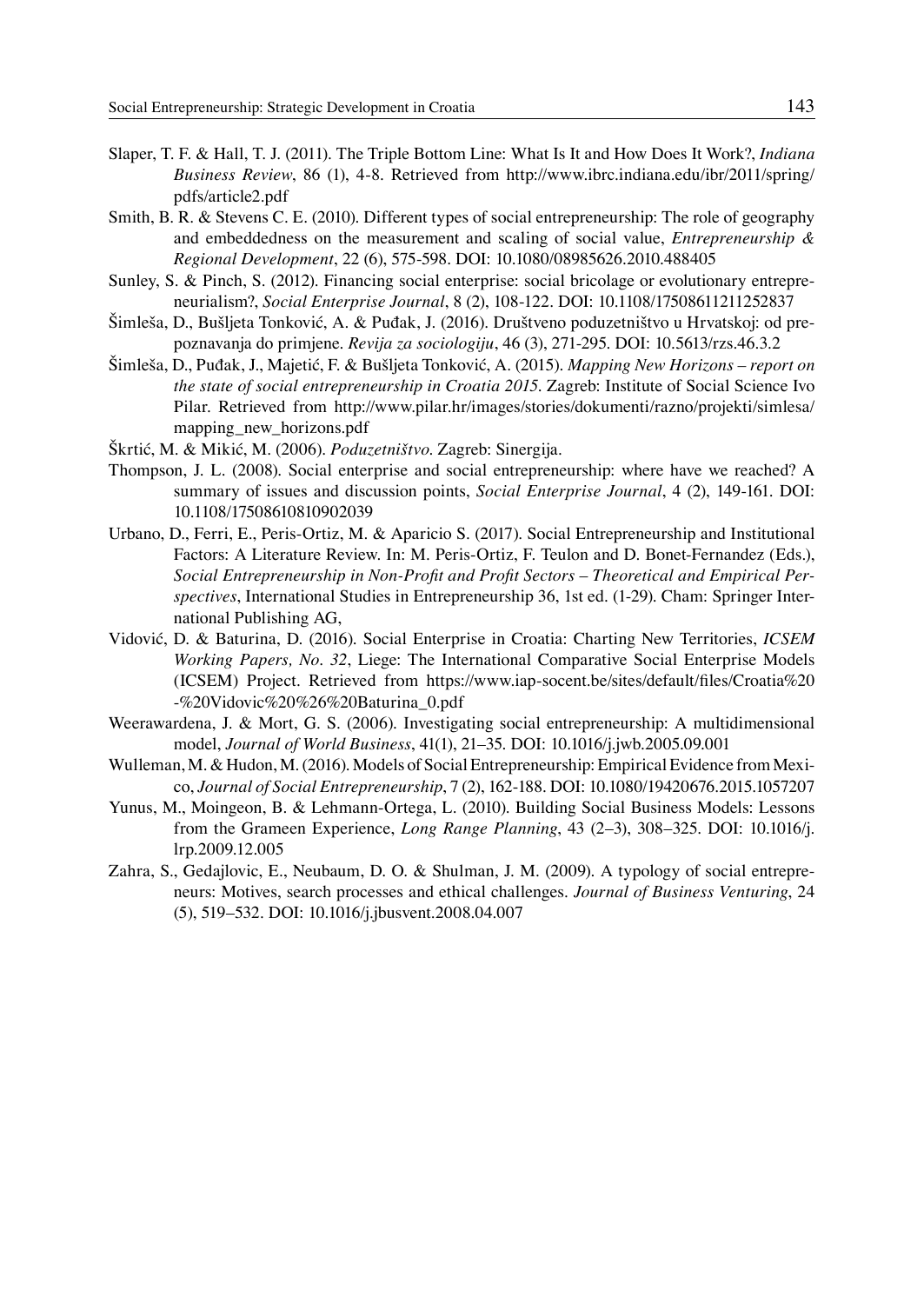Slaper, T. F. & Hall, T. J. (2011). The Triple Bottom Line: What Is It and How Does It Work?, *Indiana Business Review*, 86 (1), 4-8. Retrieved from http://www.ibrc.indiana.edu/ibr/2011/spring/pdfs/article2.pdf

Smith, B. R. & Stevens C. E. (2010). Different types of social entrepreneurship: The role of geography and embeddedness on the measurement and scaling of social value, *Entrepreneurship & Regional Development*, 22 (6), 575-598. DOI: 10.1080/08985626.2010.488405

Sunley, S. & Pinch, S. (2012). Financing social enterprise: social bricolage or evolutionary entrepreneurialism?, *Social Enterprise Journal*, 8 (2), 108-122. DOI: 10.1108/17508611211252837

Šimleša, D., Bušljeta Tonković, A. & Puđak, J. (2016). Društveno poduzetništvo u Hrvatskoj: od prepoznavanja do primjene. *Revija za sociologiju*, 46 (3), 271-295. DOI: 10.5613/rzs.46.3.2

Šimleša, D., Puđak, J., Majetić, F. & Bušljeta Tonković, A. (2015). *Mapping New Horizons – report on the state of social entrepreneurship in Croatia 2015*. Zagreb: Institute of Social Science Ivo Pilar. Retrieved from http://www.pilar.hr/images/stories/dokumenti/razno/projekti/simlesa/mapping_new_horizons.pdf

Škrtić, M. & Mikić, M. (2006). *Poduzetništvo*. Zagreb: Sinergija.

Thompson, J. L. (2008). Social enterprise and social entrepreneurship: where have we reached? A summary of issues and discussion points, *Social Enterprise Journal*, 4 (2), 149-161. DOI: 10.1108/17508610810902039

Urbano, D., Ferri, E., Peris-Ortiz, M. & Aparicio S. (2017). Social Entrepreneurship and Institutional Factors: A Literature Review. In: M. Peris-Ortiz, F. Teulon and D. Bonet-Fernandez (Eds.), *Social Entrepreneurship in Non-Profit and Profit Sectors – Theoretical and Empirical Perspectives*, International Studies in Entrepreneurship 36, 1st ed. (1-29). Cham: Springer International Publishing AG,

Vidović, D. & Baturina, D. (2016). Social Enterprise in Croatia: Charting New Territories, *ICSEM Working Papers, No. 32*, Liege: The International Comparative Social Enterprise Models (ICSEM) Project. Retrieved from https://www.iap-socent.be/sites/default/files/Croatia%20-%20Vidovic%20%26%20Baturina_0.pdf

Weerawardena, J. & Mort, G. S. (2006). Investigating social entrepreneurship: A multidimensional model, *Journal of World Business*, 41(1), 21–35. DOI: 10.1016/j.jwb.2005.09.001

Wulleman, M. & Hudon, M. (2016). Models of Social Entrepreneurship: Empirical Evidence from Mexico, *Journal of Social Entrepreneurship*, 7 (2), 162-188. DOI: 10.1080/19420676.2015.1057207

Yunus, M., Moingeon, B. & Lehmann-Ortega, L. (2010). Building Social Business Models: Lessons from the Grameen Experience, *Long Range Planning*, 43 (2–3), 308–325. DOI: 10.1016/j.lrp.2009.12.005

Zahra, S., Gedajlovic, E., Neubaum, D. O. & Shulman, J. M. (2009). A typology of social entrepreneurs: Motives, search processes and ethical challenges. *Journal of Business Venturing*, 24 (5), 519–532. DOI: 10.1016/j.jbusvent.2008.04.007